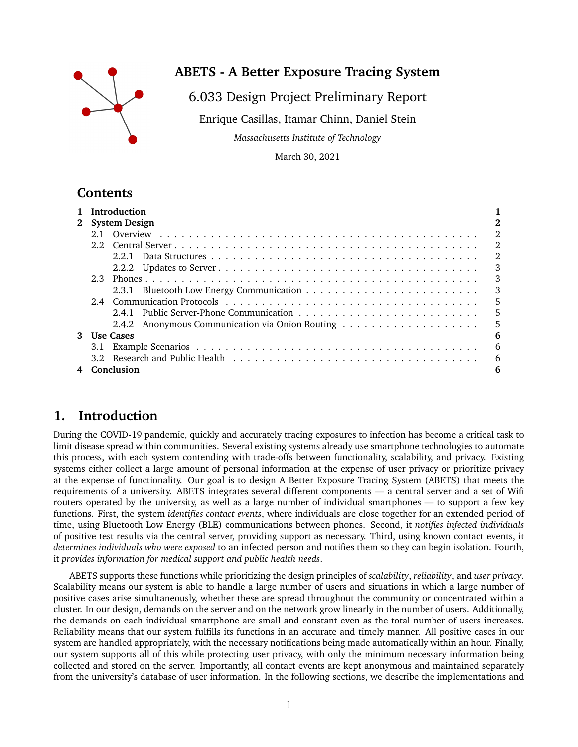# ABETS - A Better Exposure Tracing System

## 6.033 Design Project Preliminary Report

Enrique Casillas, Itamar Chinn, Daniel Stein

*Massachusetts Institute of Technology*

March 30, 2021

---

## Contents

| | | |
|---|---|---|
| **1** | **Introduction** | **1** |
| **2** | **System Design** | **2** |
| 2.1 | Overview | 2 |
| 2.2 | Central Server | 2 |
| 2.2.1 | Data Structures | 2 |
| 2.2.2 | Updates to Server | 3 |
| 2.3 | Phones | 3 |
| 2.3.1 | Bluetooth Low Energy Communication | 3 |
| 2.4 | Communication Protocols | 5 |
| 2.4.1 | Public Server-Phone Communication | 5 |
| 2.4.2 | Anonymous Communication via Onion Routing | 5 |
| **3** | **Use Cases** | **6** |
| 3.1 | Example Scenarios | 6 |
| 3.2 | Research and Public Health | 6 |
| **4** | **Conclusion** | **6** |

---

## 1. Introduction

During the COVID-19 pandemic, quickly and accurately tracing exposures to infection has become a critical task to limit disease spread within communities. Several existing systems already use smartphone technologies to automate this process, with each system contending with trade-offs between functionality, scalability, and privacy. Existing systems either collect a large amount of personal information at the expense of user privacy or prioritize privacy at the expense of functionality. Our goal is to design A Better Exposure Tracing System (ABETS) that meets the requirements of a university. ABETS integrates several different components — a central server and a set of Wifi routers operated by the university, as well as a large number of individual smartphones — to support a few key functions. First, the system *identifies contact events*, where individuals are close together for an extended period of time, using Bluetooth Low Energy (BLE) communications between phones. Second, it *notifies infected individuals* of positive test results via the central server, providing support as necessary. Third, using known contact events, it *determines individuals who were exposed* to an infected person and notifies them so they can begin isolation. Fourth, it *provides information for medical support and public health needs*.

ABETS supports these functions while prioritizing the design principles of *scalability*, *reliability*, and *user privacy*. Scalability means our system is able to handle a large number of users and situations in which a large number of positive cases arise simultaneously, whether these are spread throughout the community or concentrated within a cluster. In our design, demands on the server and on the network grow linearly in the number of users. Additionally, the demands on each individual smartphone are small and constant even as the total number of users increases. Reliability means that our system fulfills its functions in an accurate and timely manner. All positive cases in our system are handled appropriately, with the necessary notifications being made automatically within an hour. Finally, our system supports all of this while protecting user privacy, with only the minimum necessary information being collected and stored on the server. Importantly, all contact events are kept anonymous and maintained separately from the university's database of user information. In the following sections, we describe the implementations and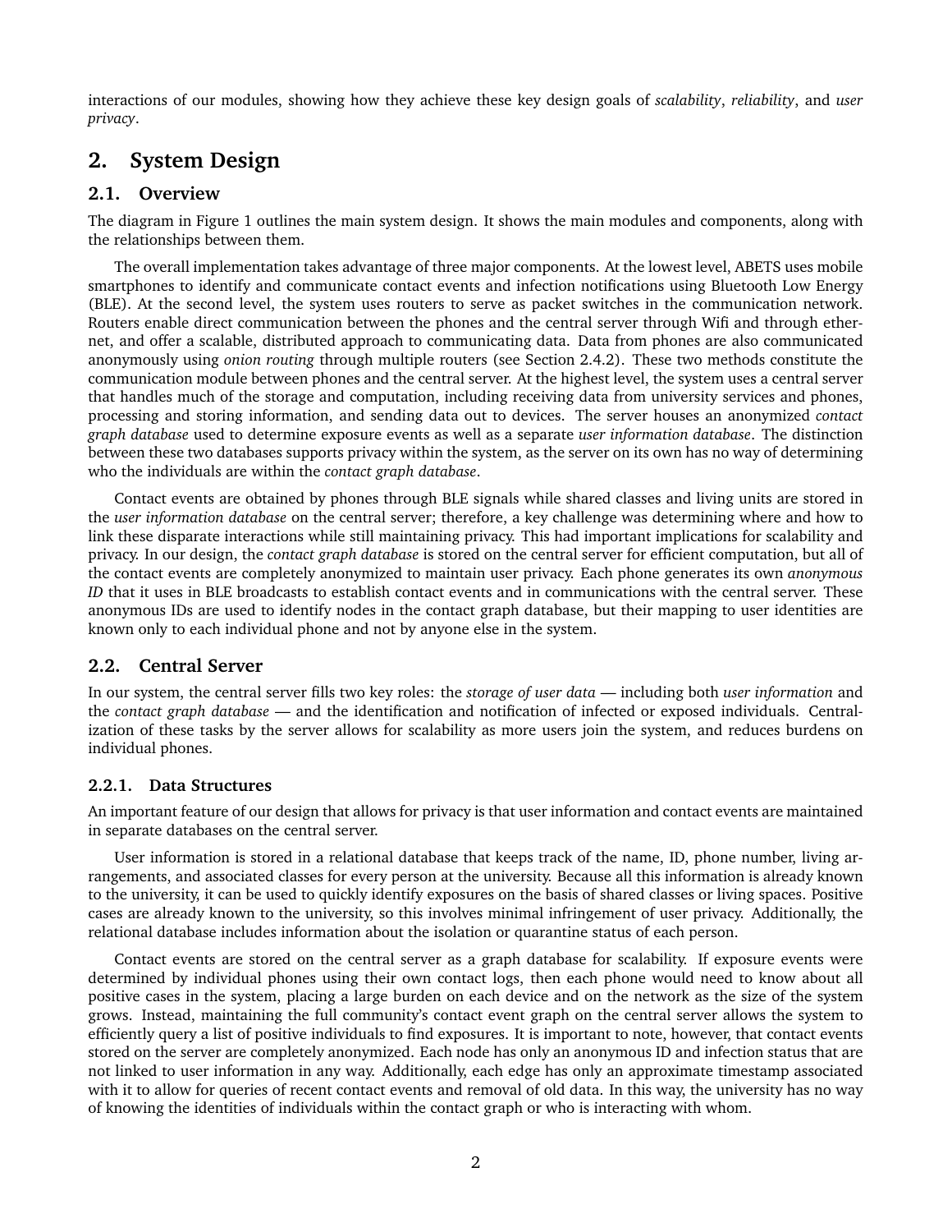interactions of our modules, showing how they achieve these key design goals of *scalability*, *reliability*, and *user privacy*.

## 2. System Design

### 2.1. Overview

The diagram in Figure 1 outlines the main system design. It shows the main modules and components, along with the relationships between them.

The overall implementation takes advantage of three major components. At the lowest level, ABETS uses mobile smartphones to identify and communicate contact events and infection notifications using Bluetooth Low Energy (BLE). At the second level, the system uses routers to serve as packet switches in the communication network. Routers enable direct communication between the phones and the central server through Wifi and through ethernet, and offer a scalable, distributed approach to communicating data. Data from phones are also communicated anonymously using *onion routing* through multiple routers (see Section 2.4.2). These two methods constitute the communication module between phones and the central server. At the highest level, the system uses a central server that handles much of the storage and computation, including receiving data from university services and phones, processing and storing information, and sending data out to devices. The server houses an anonymized *contact graph database* used to determine exposure events as well as a separate *user information database*. The distinction between these two databases supports privacy within the system, as the server on its own has no way of determining who the individuals are within the *contact graph database*.

Contact events are obtained by phones through BLE signals while shared classes and living units are stored in the *user information database* on the central server; therefore, a key challenge was determining where and how to link these disparate interactions while still maintaining privacy. This had important implications for scalability and privacy. In our design, the *contact graph database* is stored on the central server for efficient computation, but all of the contact events are completely anonymized to maintain user privacy. Each phone generates its own *anonymous ID* that it uses in BLE broadcasts to establish contact events and in communications with the central server. These anonymous IDs are used to identify nodes in the contact graph database, but their mapping to user identities are known only to each individual phone and not by anyone else in the system.

### 2.2. Central Server

In our system, the central server fills two key roles: the *storage of user data* — including both *user information* and the *contact graph database* — and the identification and notification of infected or exposed individuals. Centralization of these tasks by the server allows for scalability as more users join the system, and reduces burdens on individual phones.

#### 2.2.1. Data Structures

An important feature of our design that allows for privacy is that user information and contact events are maintained in separate databases on the central server.

User information is stored in a relational database that keeps track of the name, ID, phone number, living arrangements, and associated classes for every person at the university. Because all this information is already known to the university, it can be used to quickly identify exposures on the basis of shared classes or living spaces. Positive cases are already known to the university, so this involves minimal infringement of user privacy. Additionally, the relational database includes information about the isolation or quarantine status of each person.

Contact events are stored on the central server as a graph database for scalability. If exposure events were determined by individual phones using their own contact logs, then each phone would need to know about all positive cases in the system, placing a large burden on each device and on the network as the size of the system grows. Instead, maintaining the full community's contact event graph on the central server allows the system to efficiently query a list of positive individuals to find exposures. It is important to note, however, that contact events stored on the server are completely anonymized. Each node has only an anonymous ID and infection status that are not linked to user information in any way. Additionally, each edge has only an approximate timestamp associated with it to allow for queries of recent contact events and removal of old data. In this way, the university has no way of knowing the identities of individuals within the contact graph or who is interacting with whom.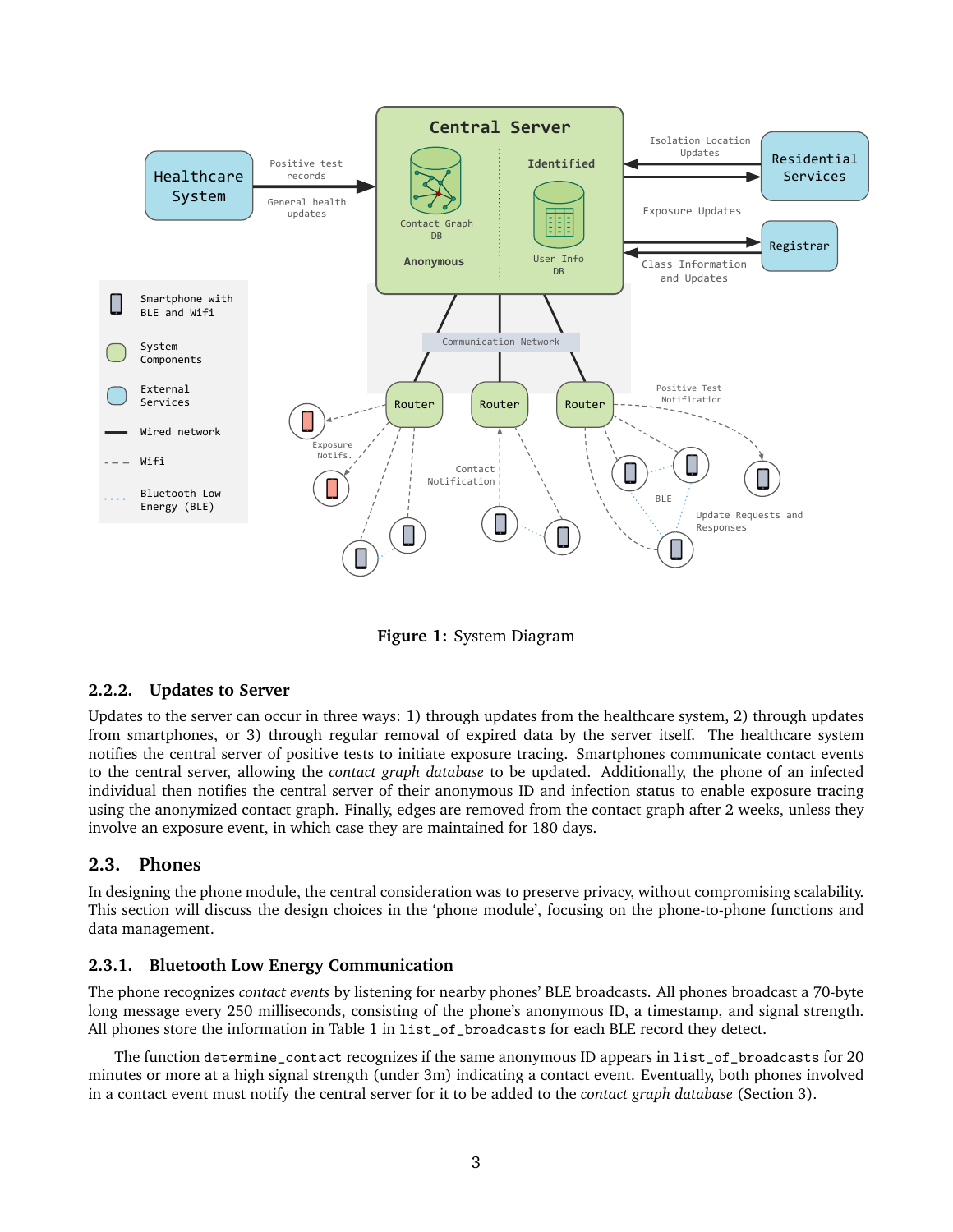**Figure 1:** System Diagram

### 2.2.2. Updates to Server

Updates to the server can occur in three ways: 1) through updates from the healthcare system, 2) through updates from smartphones, or 3) through regular removal of expired data by the server itself. The healthcare system notifies the central server of positive tests to initiate exposure tracing. Smartphones communicate contact events to the central server, allowing the *contact graph database* to be updated. Additionally, the phone of an infected individual then notifies the central server of their anonymous ID and infection status to enable exposure tracing using the anonymized contact graph. Finally, edges are removed from the contact graph after 2 weeks, unless they involve an exposure event, in which case they are maintained for 180 days.

## 2.3. Phones

In designing the phone module, the central consideration was to preserve privacy, without compromising scalability. This section will discuss the design choices in the 'phone module', focusing on the phone-to-phone functions and data management.

### 2.3.1. Bluetooth Low Energy Communication

The phone recognizes *contact events* by listening for nearby phones' BLE broadcasts. All phones broadcast a 70-byte long message every 250 milliseconds, consisting of the phone's anonymous ID, a timestamp, and signal strength. All phones store the information in Table 1 in `list_of_broadcasts` for each BLE record they detect.

The function `determine_contact` recognizes if the same anonymous ID appears in `list_of_broadcasts` for 20 minutes or more at a high signal strength (under 3m) indicating a contact event. Eventually, both phones involved in a contact event must notify the central server for it to be added to the *contact graph database* (Section 3).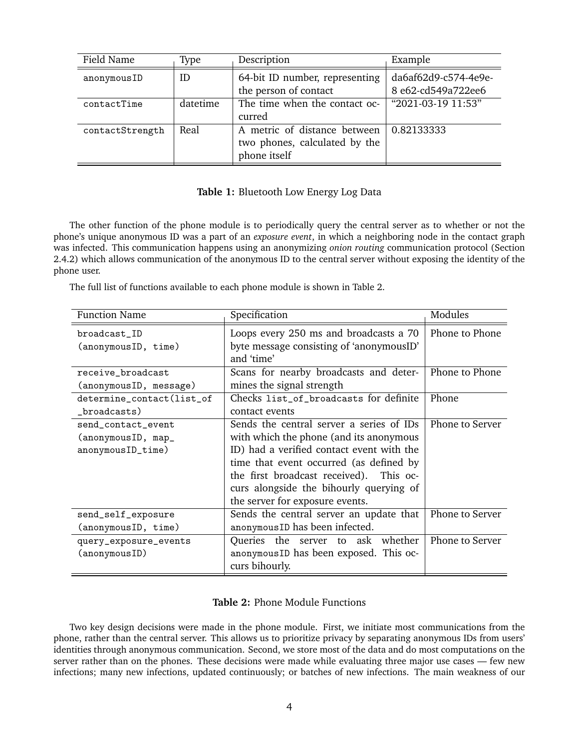| Field Name | Type | Description | Example |
|---|---|---|---|
| `anonymousID` | ID | 64-bit ID number, representing the person of contact | da6af62d9-c574-4e9e-8 e62-cd549a722ee6 |
| `contactTime` | datetime | The time when the contact occurred | "2021-03-19 11:53" |
| `contactStrength` | Real | A metric of distance between two phones, calculated by the phone itself | 0.82133333 |

**Table 1:** Bluetooth Low Energy Log Data

The other function of the phone module is to periodically query the central server as to whether or not the phone's unique anonymous ID was a part of an *exposure event*, in which a neighboring node in the contact graph was infected. This communication happens using an anonymizing *onion routing* communication protocol (Section 2.4.2) which allows communication of the anonymous ID to the central server without exposing the identity of the phone user.

The full list of functions available to each phone module is shown in Table 2.

| Function Name | Specification | Modules |
|---|---|---|
| `broadcast_ID (anonymousID, time)` | Loops every 250 ms and broadcasts a 70 byte message consisting of 'anonymousID' and 'time' | Phone to Phone |
| `receive_broadcast (anonymousID, message)` | Scans for nearby broadcasts and determines the signal strength | Phone to Phone |
| `determine_contact(list_of_broadcasts)` | Checks `list_of_broadcasts` for definite contact events | Phone |
| `send_contact_event (anonymousID, map_anonymousID_time)` | Sends the central server a series of IDs with which the phone (and its anonymous ID) had a verified contact event with the time that event occurred (as defined by the first broadcast received). This occurs alongside the bihourly querying of the server for exposure events. | Phone to Server |
| `send_self_exposure (anonymousID, time)` | Sends the central server an update that `anonymousID` has been infected. | Phone to Server |
| `query_exposure_events (anonymousID)` | Queries the server to ask whether `anonymousID` has been exposed. This occurs bihourly. | Phone to Server |

**Table 2:** Phone Module Functions

Two key design decisions were made in the phone module. First, we initiate most communications from the phone, rather than the central server. This allows us to prioritize privacy by separating anonymous IDs from users' identities through anonymous communication. Second, we store most of the data and do most computations on the server rather than on the phones. These decisions were made while evaluating three major use cases — few new infections; many new infections, updated continuously; or batches of new infections. The main weakness of our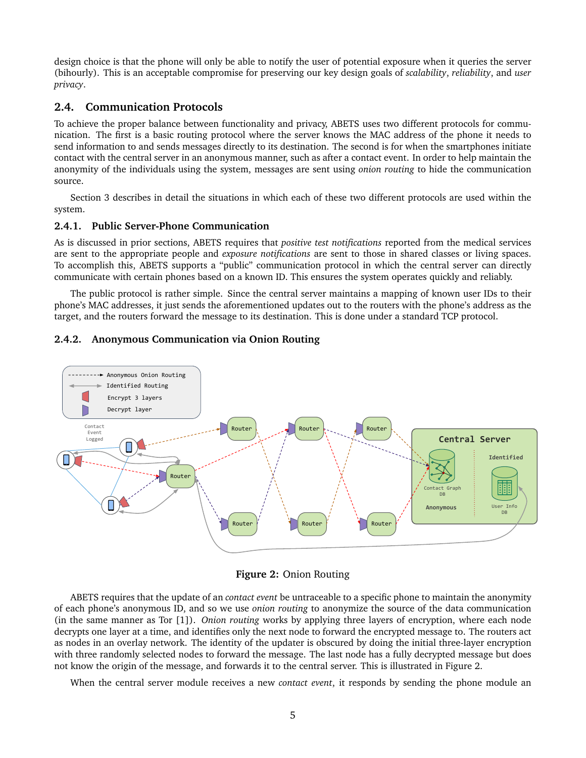design choice is that the phone will only be able to notify the user of potential exposure when it queries the server (bihourly). This is an acceptable compromise for preserving our key design goals of *scalability*, *reliability*, and *user privacy*.

## 2.4. Communication Protocols

To achieve the proper balance between functionality and privacy, ABETS uses two different protocols for communication. The first is a basic routing protocol where the server knows the MAC address of the phone it needs to send information to and sends messages directly to its destination. The second is for when the smartphones initiate contact with the central server in an anonymous manner, such as after a contact event. In order to help maintain the anonymity of the individuals using the system, messages are sent using *onion routing* to hide the communication source.

Section 3 describes in detail the situations in which each of these two different protocols are used within the system.

### 2.4.1. Public Server-Phone Communication

As is discussed in prior sections, ABETS requires that *positive test notifications* reported from the medical services are sent to the appropriate people and *exposure notifications* are sent to those in shared classes or living spaces. To accomplish this, ABETS supports a "public" communication protocol in which the central server can directly communicate with certain phones based on a known ID. This ensures the system operates quickly and reliably.

The public protocol is rather simple. Since the central server maintains a mapping of known user IDs to their phone's MAC addresses, it just sends the aforementioned updates out to the routers with the phone's address as the target, and the routers forward the message to its destination. This is done under a standard TCP protocol.

### 2.4.2. Anonymous Communication via Onion Routing

**Figure 2:** Onion Routing

ABETS requires that the update of an *contact event* be untraceable to a specific phone to maintain the anonymity of each phone's anonymous ID, and so we use *onion routing* to anonymize the source of the data communication (in the same manner as Tor [1]). *Onion routing* works by applying three layers of encryption, where each node decrypts one layer at a time, and identifies only the next node to forward the encrypted message to. The routers act as nodes in an overlay network. The identity of the updater is obscured by doing the initial three-layer encryption with three randomly selected nodes to forward the message. The last node has a fully decrypted message but does not know the origin of the message, and forwards it to the central server. This is illustrated in Figure 2.

When the central server module receives a new *contact event*, it responds by sending the phone module an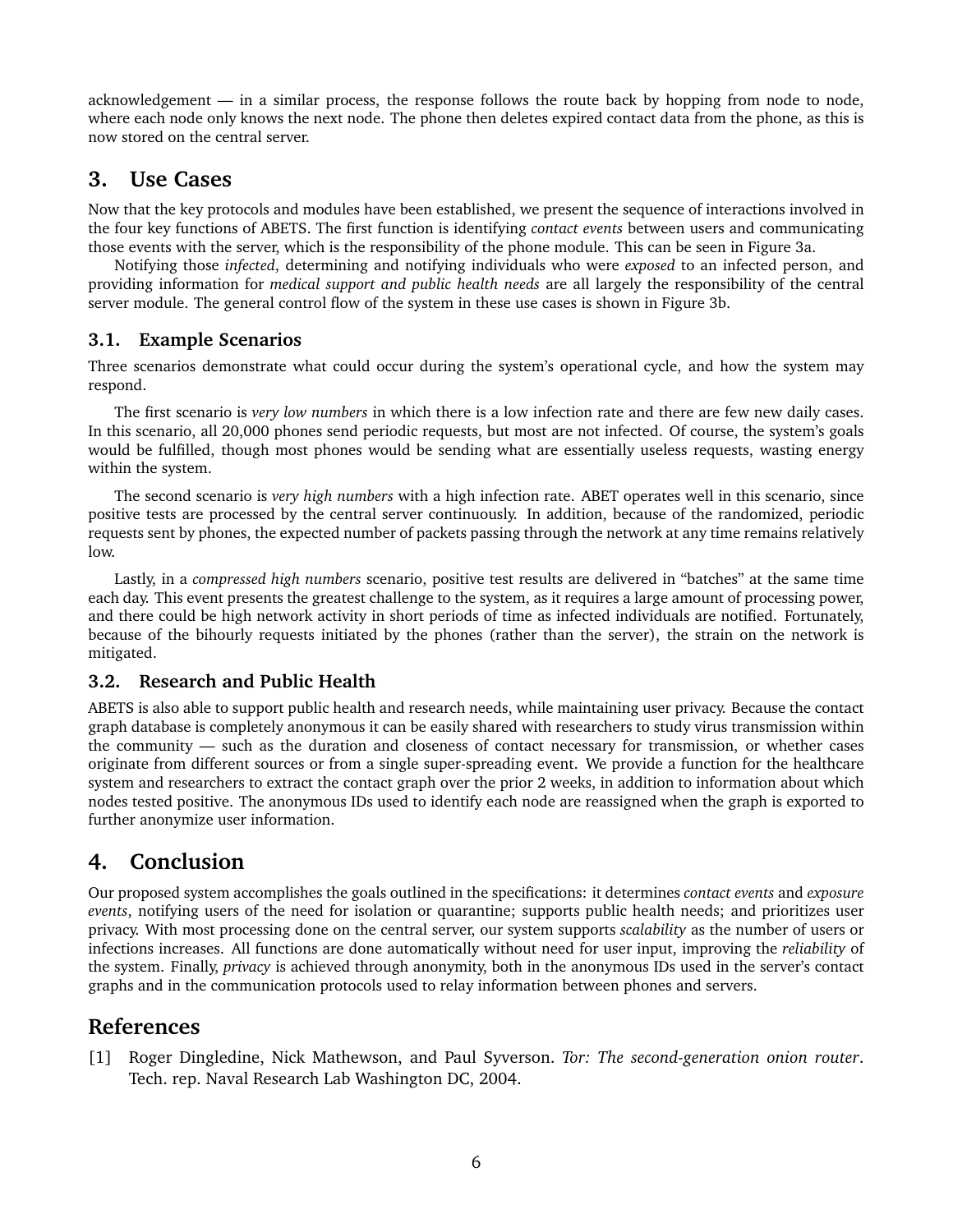acknowledgement — in a similar process, the response follows the route back by hopping from node to node, where each node only knows the next node. The phone then deletes expired contact data from the phone, as this is now stored on the central server.

## 3. Use Cases

Now that the key protocols and modules have been established, we present the sequence of interactions involved in the four key functions of ABETS. The first function is identifying *contact events* between users and communicating those events with the server, which is the responsibility of the phone module. This can be seen in Figure 3a.

Notifying those *infected*, determining and notifying individuals who were *exposed* to an infected person, and providing information for *medical support and public health needs* are all largely the responsibility of the central server module. The general control flow of the system in these use cases is shown in Figure 3b.

### 3.1. Example Scenarios

Three scenarios demonstrate what could occur during the system's operational cycle, and how the system may respond.

The first scenario is *very low numbers* in which there is a low infection rate and there are few new daily cases. In this scenario, all 20,000 phones send periodic requests, but most are not infected. Of course, the system's goals would be fulfilled, though most phones would be sending what are essentially useless requests, wasting energy within the system.

The second scenario is *very high numbers* with a high infection rate. ABET operates well in this scenario, since positive tests are processed by the central server continuously. In addition, because of the randomized, periodic requests sent by phones, the expected number of packets passing through the network at any time remains relatively low.

Lastly, in a *compressed high numbers* scenario, positive test results are delivered in "batches" at the same time each day. This event presents the greatest challenge to the system, as it requires a large amount of processing power, and there could be high network activity in short periods of time as infected individuals are notified. Fortunately, because of the bihourly requests initiated by the phones (rather than the server), the strain on the network is mitigated.

### 3.2. Research and Public Health

ABETS is also able to support public health and research needs, while maintaining user privacy. Because the contact graph database is completely anonymous it can be easily shared with researchers to study virus transmission within the community — such as the duration and closeness of contact necessary for transmission, or whether cases originate from different sources or from a single super-spreading event. We provide a function for the healthcare system and researchers to extract the contact graph over the prior 2 weeks, in addition to information about which nodes tested positive. The anonymous IDs used to identify each node are reassigned when the graph is exported to further anonymize user information.

## 4. Conclusion

Our proposed system accomplishes the goals outlined in the specifications: it determines *contact events* and *exposure events*, notifying users of the need for isolation or quarantine; supports public health needs; and prioritizes user privacy. With most processing done on the central server, our system supports *scalability* as the number of users or infections increases. All functions are done automatically without need for user input, improving the *reliability* of the system. Finally, *privacy* is achieved through anonymity, both in the anonymous IDs used in the server's contact graphs and in the communication protocols used to relay information between phones and servers.

## References

[1] Roger Dingledine, Nick Mathewson, and Paul Syverson. *Tor: The second-generation onion router*. Tech. rep. Naval Research Lab Washington DC, 2004.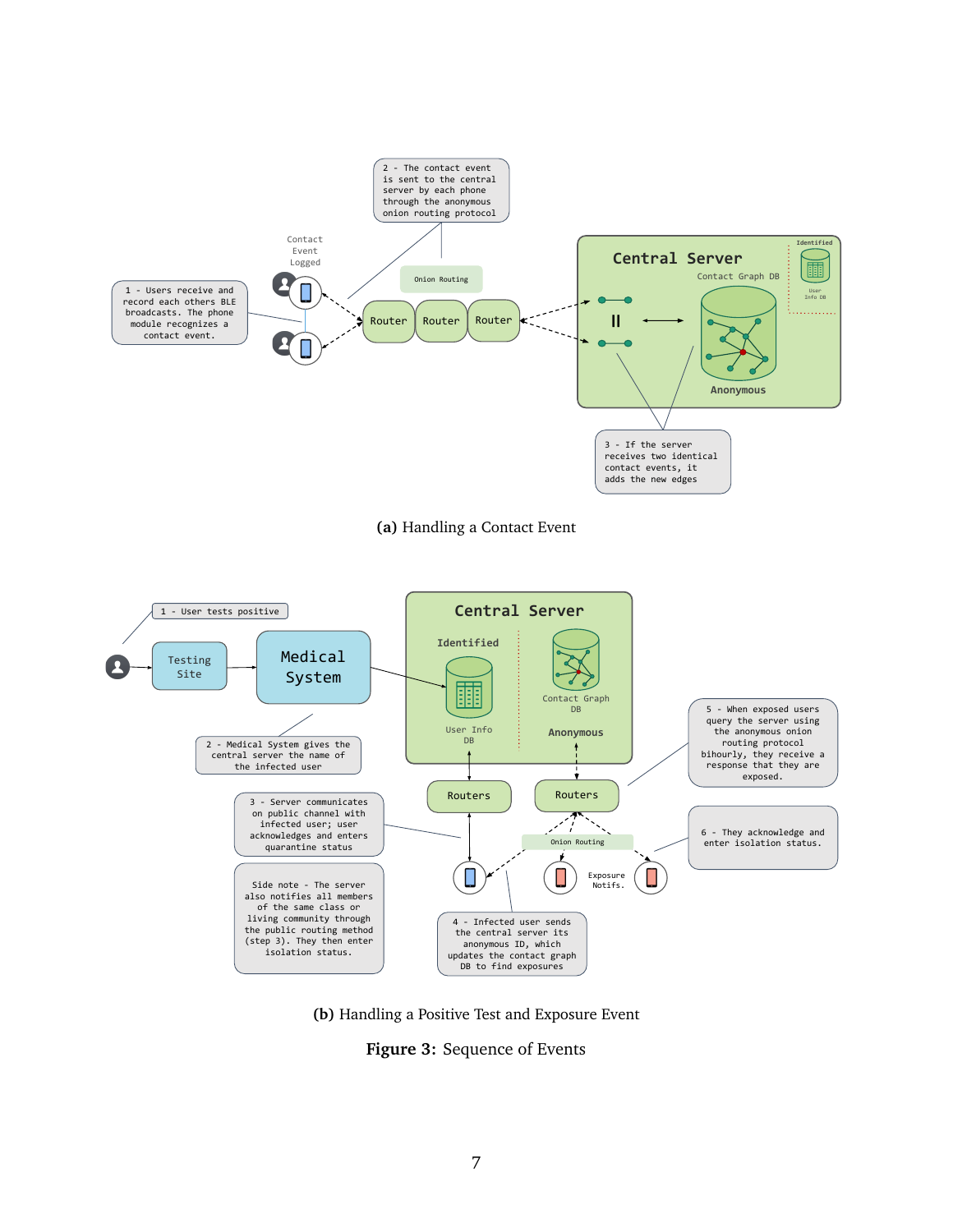2 - The contact event is sent to the central server by each phone through the anonymous onion routing protocol

Contact Event Logged

Onion Routing

1 - Users receive and record each others BLE broadcasts. The phone module recognizes a contact event.

Router

Router

Router

Central Server

Contact Graph DB

Identified

User Info DB

Anonymous

3 - If the server receives two identical contact events, it adds the new edges

**(a)** Handling a Contact Event

1 - User tests positive

Testing Site

Medical System

Central Server

Identified

User Info DB

Contact Graph DB

Anonymous

5 - When exposed users query the server using the anonymous onion routing protocol bihourly, they receive a response that they are exposed.

2 - Medical System gives the central server the name of the infected user

3 - Server communicates on public channel with infected user; user acknowledges and enters quarantine status

Routers

Routers

Onion Routing

6 - They acknowledge and enter isolation status.

Exposure Notifs.

Side note - The server also notifies all members of the same class or living community through the public routing method (step 3). They then enter isolation status.

4 - Infected user sends the central server its anonymous ID, which updates the contact graph DB to find exposures

**(b)** Handling a Positive Test and Exposure Event

**Figure 3:** Sequence of Events